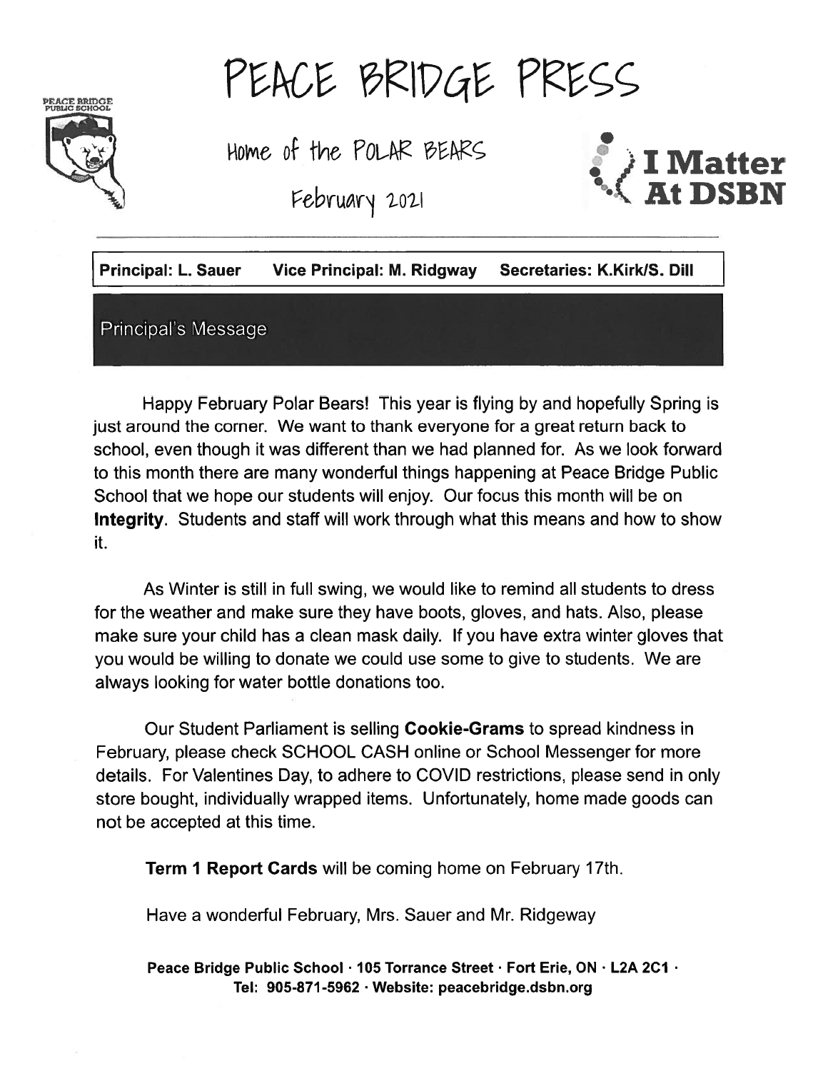# PEACE BRIDGE PRESS

PEACE BRIDGE PUBLIC SCHOOL

Home of the POLAR BEARS

February 2021

I Matter At DSBN

| Principal: L. Sauer | Vice Principal: M. Ridgway | Secretaries: K.Kirk/S. Dill |
|---|---|---|

## Principal's Message

Happy February Polar Bears! This year is flying by and hopefully Spring is just around the corner. We want to thank everyone for a great return back to school, even though it was different than we had planned for. As we look forward to this month there are many wonderful things happening at Peace Bridge Public School that we hope our students will enjoy. Our focus this month will be on **Integrity**. Students and staff will work through what this means and how to show it.

As Winter is still in full swing, we would like to remind all students to dress for the weather and make sure they have boots, gloves, and hats. Also, please make sure your child has a clean mask daily. If you have extra winter gloves that you would be willing to donate we could use some to give to students. We are always looking for water bottle donations too.

Our Student Parliament is selling **Cookie-Grams** to spread kindness in February, please check SCHOOL CASH online or School Messenger for more details. For Valentines Day, to adhere to COVID restrictions, please send in only store bought, individually wrapped items. Unfortunately, home made goods can not be accepted at this time.

**Term 1 Report Cards** will be coming home on February 17th.

Have a wonderful February, Mrs. Sauer and Mr. Ridgeway

**Peace Bridge Public School · 105 Torrance Street · Fort Erie, ON · L2A 2C1 · Tel: 905-871-5962 · Website: peacebridge.dsbn.org**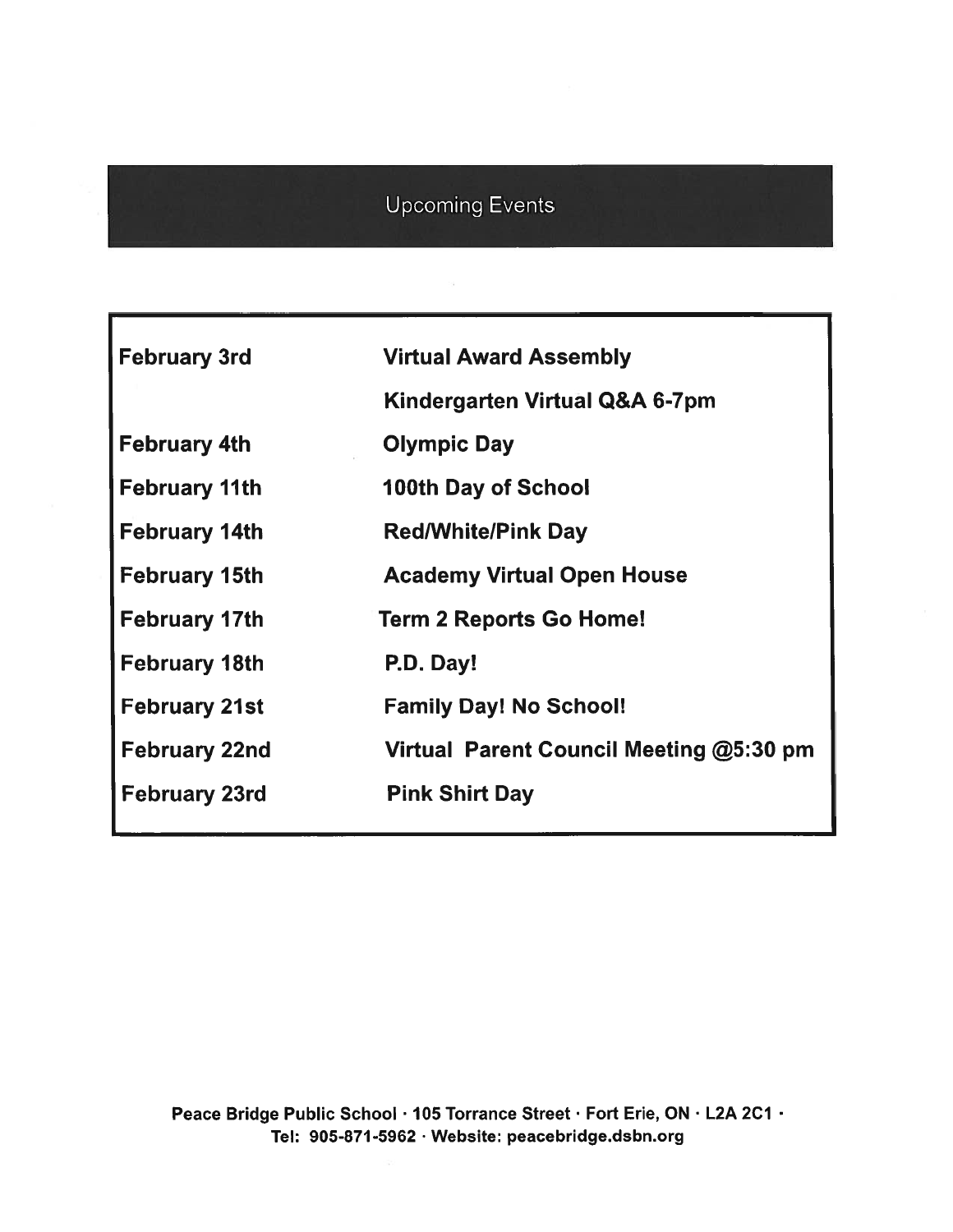## Upcoming Events

| | |
|---|---|
| **February 3rd** | **Virtual Award Assembly** |
| | **Kindergarten Virtual Q&A 6-7pm** |
| **February 4th** | **Olympic Day** |
| **February 11th** | **100th Day of School** |
| **February 14th** | **Red/White/Pink Day** |
| **February 15th** | **Academy Virtual Open House** |
| **February 17th** | **Term 2 Reports Go Home!** |
| **February 18th** | **P.D. Day!** |
| **February 21st** | **Family Day! No School!** |
| **February 22nd** | **Virtual Parent Council Meeting @5:30 pm** |
| **February 23rd** | **Pink Shirt Day** |

**Peace Bridge Public School · 105 Torrance Street · Fort Erie, ON · L2A 2C1 · Tel: 905-871-5962 · Website: peacebridge.dsbn.org**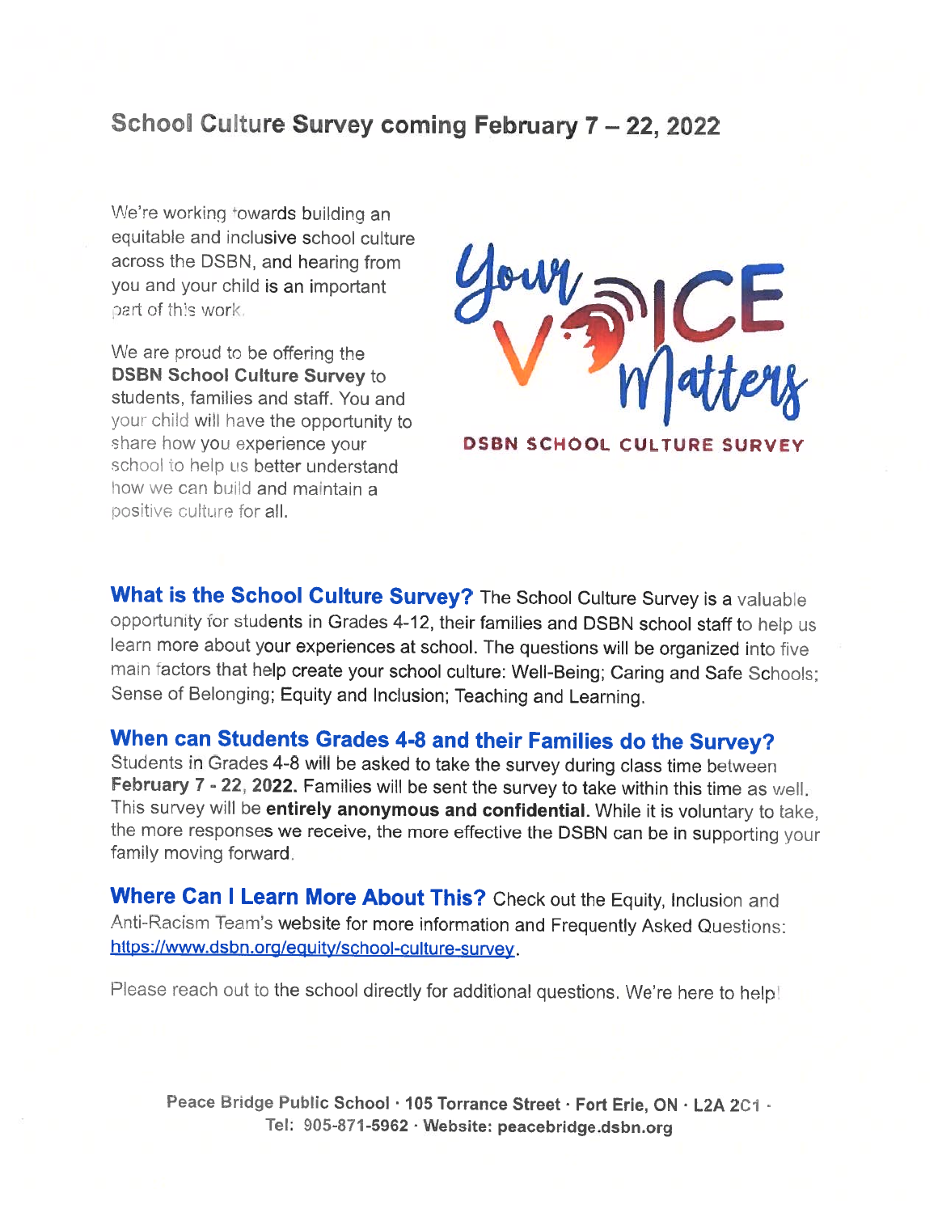## School Culture Survey coming February 7 – 22, 2022

We're working towards building an equitable and inclusive school culture across the DSBN, and hearing from you and your child is an important part of this work.

We are proud to be offering the **DSBN School Culture Survey** to students, families and staff. You and your child will have the opportunity to share how you experience your school to help us better understand how we can build and maintain a positive culture for all.

Your Voice Matters

DSBN SCHOOL CULTURE SURVEY

**What is the School Culture Survey?** The School Culture Survey is a valuable opportunity for students in Grades 4-12, their families and DSBN school staff to help us learn more about your experiences at school. The questions will be organized into five main factors that help create your school culture: Well-Being; Caring and Safe Schools; Sense of Belonging; Equity and Inclusion; Teaching and Learning.

### When can Students Grades 4-8 and their Families do the Survey?

Students in Grades 4-8 will be asked to take the survey during class time between **February 7 - 22, 2022.** Families will be sent the survey to take within this time as well. This survey will be **entirely anonymous and confidential.** While it is voluntary to take, the more responses we receive, the more effective the DSBN can be in supporting your family moving forward.

**Where Can I Learn More About This?** Check out the Equity, Inclusion and Anti-Racism Team's website for more information and Frequently Asked Questions: https://www.dsbn.org/equity/school-culture-survey.

Please reach out to the school directly for additional questions. We're here to help!

Peace Bridge Public School · 105 Torrance Street · Fort Erie, ON · L2A 2C1 · Tel: 905-871-5962 · Website: peacebridge.dsbn.org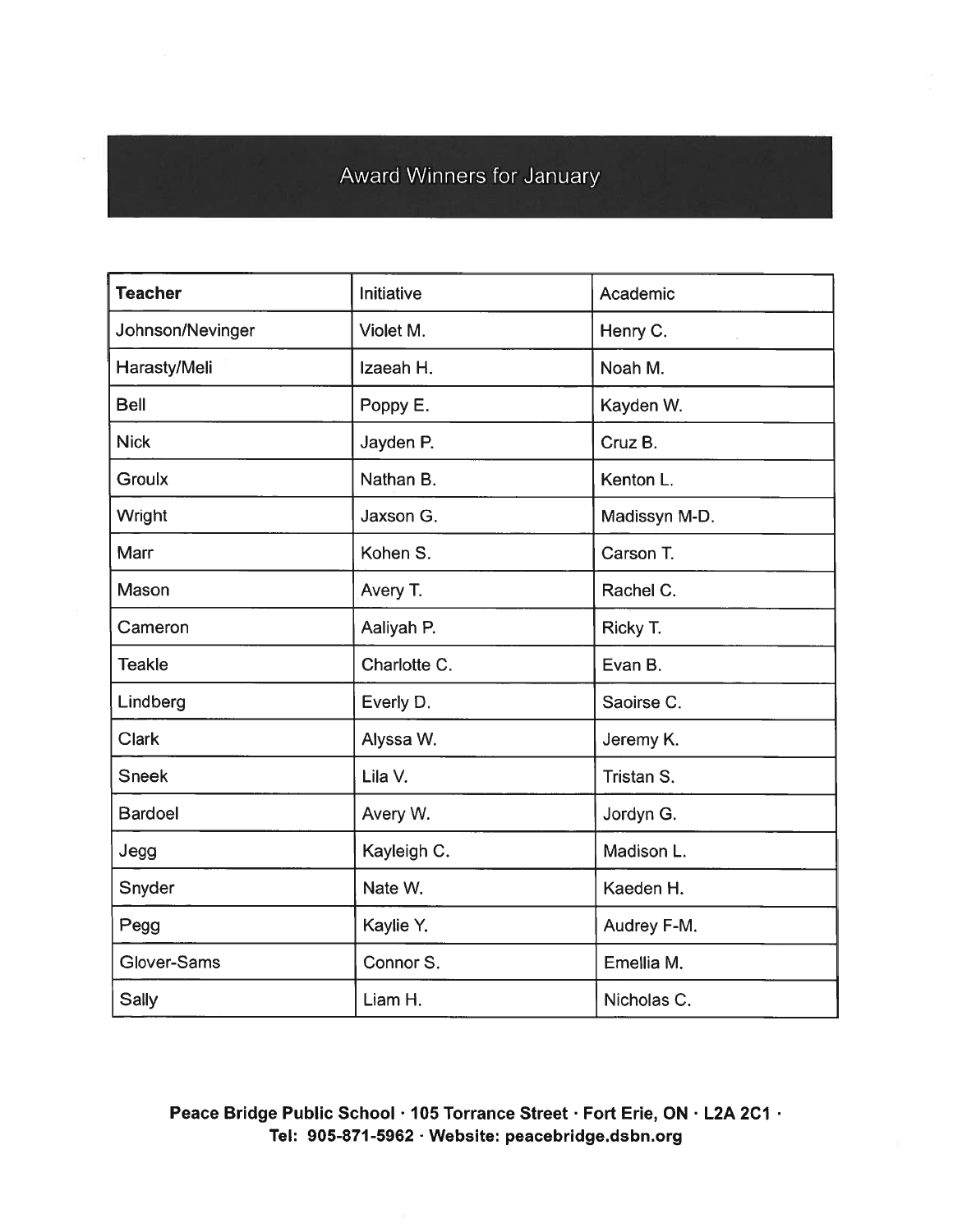## Award Winners for January

| **Teacher** | Initiative | Academic |
|---|---|---|
| Johnson/Nevinger | Violet M. | Henry C. |
| Harasty/Meli | Izaeah H. | Noah M. |
| Bell | Poppy E. | Kayden W. |
| Nick | Jayden P. | Cruz B. |
| Groulx | Nathan B. | Kenton L. |
| Wright | Jaxson G. | Madissyn M-D. |
| Marr | Kohen S. | Carson T. |
| Mason | Avery T. | Rachel C. |
| Cameron | Aaliyah P. | Ricky T. |
| Teakle | Charlotte C. | Evan B. |
| Lindberg | Everly D. | Saoirse C. |
| Clark | Alyssa W. | Jeremy K. |
| Sneek | Lila V. | Tristan S. |
| Bardoel | Avery W. | Jordyn G. |
| Jegg | Kayleigh C. | Madison L. |
| Snyder | Nate W. | Kaeden H. |
| Pegg | Kaylie Y. | Audrey F-M. |
| Glover-Sams | Connor S. | Emellia M. |
| Sally | Liam H. | Nicholas C. |

**Peace Bridge Public School · 105 Torrance Street · Fort Erie, ON · L2A 2C1 · Tel: 905-871-5962 · Website: peacebridge.dsbn.org**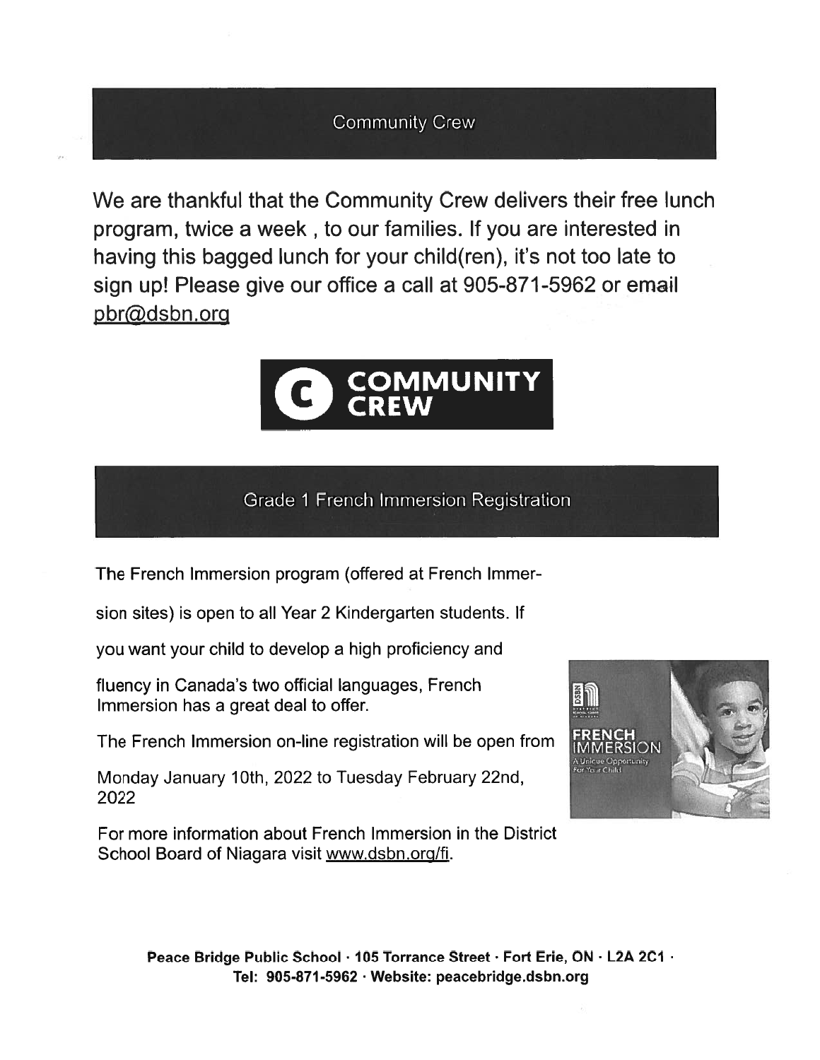## Community Crew

We are thankful that the Community Crew delivers their free lunch program, twice a week , to our families. If you are interested in having this bagged lunch for your child(ren), it's not too late to sign up! Please give our office a call at 905-871-5962 or email pbr@dsbn.org

## Grade 1 French Immersion Registration

The French Immersion program (offered at French Immersion sites) is open to all Year 2 Kindergarten students. If you want your child to develop a high proficiency and fluency in Canada's two official languages, French Immersion has a great deal to offer.

The French Immersion on-line registration will be open from Monday January 10th, 2022 to Tuesday February 22nd, 2022

For more information about French Immersion in the District School Board of Niagara visit www.dsbn.org/fi.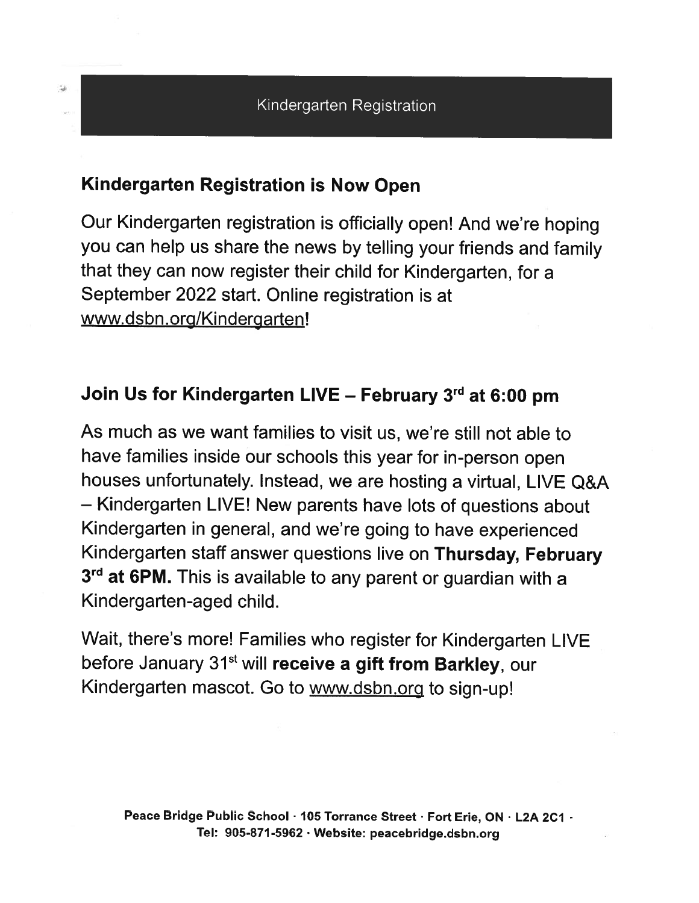# Kindergarten Registration

## Kindergarten Registration is Now Open

Our Kindergarten registration is officially open! And we're hoping you can help us share the news by telling your friends and family that they can now register their child for Kindergarten, for a September 2022 start. Online registration is at www.dsbn.org/Kindergarten!

## Join Us for Kindergarten LIVE – February 3rd at 6:00 pm

As much as we want families to visit us, we're still not able to have families inside our schools this year for in-person open houses unfortunately. Instead, we are hosting a virtual, LIVE Q&A – Kindergarten LIVE! New parents have lots of questions about Kindergarten in general, and we're going to have experienced Kindergarten staff answer questions live on **Thursday, February 3rd at 6PM.** This is available to any parent or guardian with a Kindergarten-aged child.

Wait, there's more! Families who register for Kindergarten LIVE before January 31st will **receive a gift from Barkley**, our Kindergarten mascot. Go to www.dsbn.org to sign-up!

**Peace Bridge Public School · 105 Torrance Street · Fort Erie, ON · L2A 2C1 · Tel: 905-871-5962 · Website: peacebridge.dsbn.org**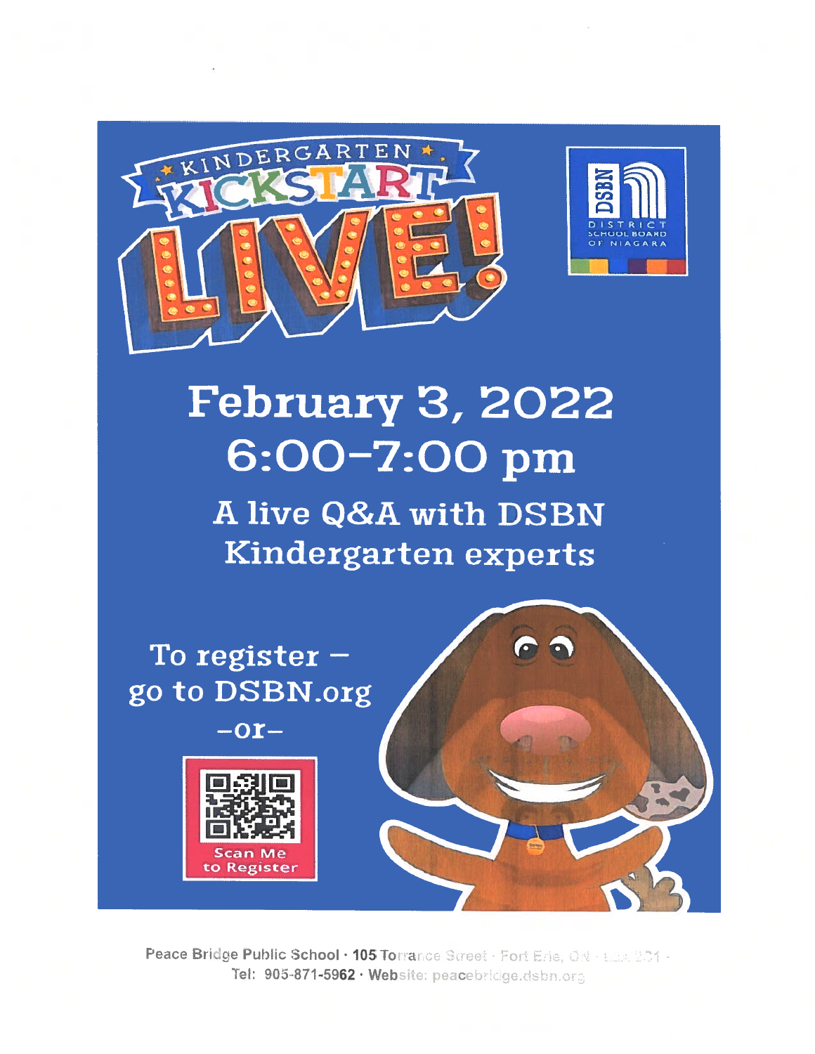# KINDERGARTEN KICKSTART LIVE!

DSBN
DISTRICT SCHOOL BOARD OF NIAGARA

## February 3, 2022
## 6:00–7:00 pm

### A live Q&A with DSBN Kindergarten experts

To register – go to DSBN.org

–or–

Scan Me to Register

Peace Bridge Public School · 105 Torrance Street · Fort Erie, ON · L2A 2C1 ·
Tel: 905-871-5962 · Website: peacebridge.dsbn.org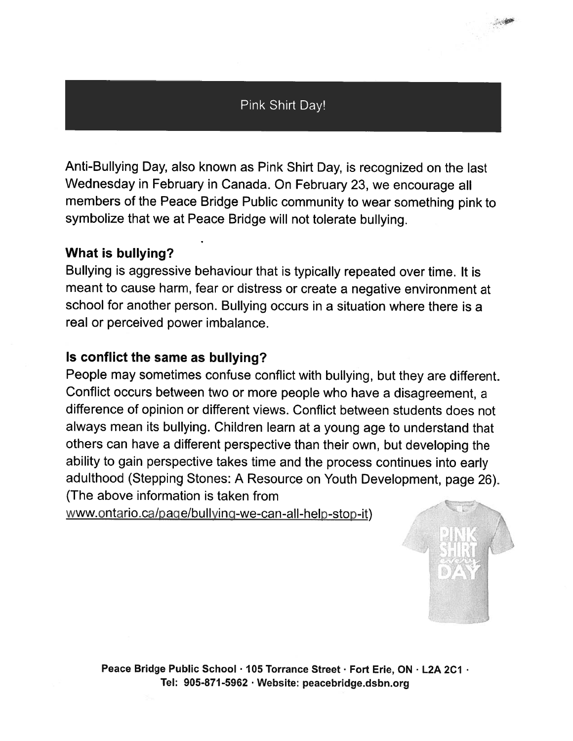# Pink Shirt Day!

Anti-Bullying Day, also known as Pink Shirt Day, is recognized on the last Wednesday in February in Canada. On February 23, we encourage all members of the Peace Bridge Public community to wear something pink to symbolize that we at Peace Bridge will not tolerate bullying.

**What is bullying?**

Bullying is aggressive behaviour that is typically repeated over time. It is meant to cause harm, fear or distress or create a negative environment at school for another person. Bullying occurs in a situation where there is a real or perceived power imbalance.

**Is conflict the same as bullying?**

People may sometimes confuse conflict with bullying, but they are different. Conflict occurs between two or more people who have a disagreement, a difference of opinion or different views. Conflict between students does not always mean its bullying. Children learn at a young age to understand that others can have a different perspective than their own, but developing the ability to gain perspective takes time and the process continues into early adulthood (Stepping Stones: A Resource on Youth Development, page 26). (The above information is taken from www.ontario.ca/page/bullying-we-can-all-help-stop-it)

**Peace Bridge Public School · 105 Torrance Street · Fort Erie, ON · L2A 2C1 · Tel: 905-871-5962 · Website: peacebridge.dsbn.org**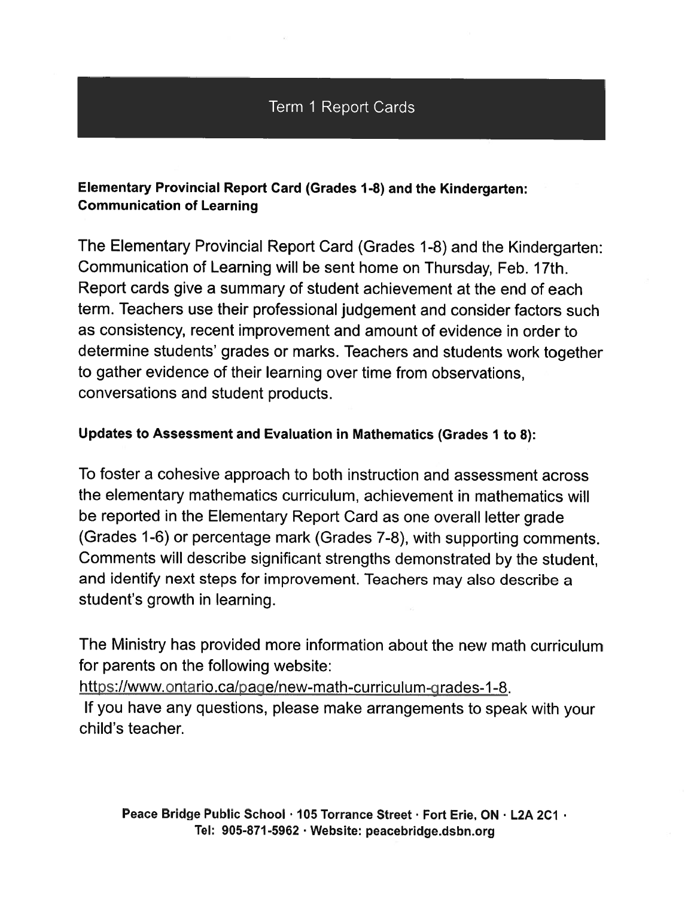## Term 1 Report Cards

### Elementary Provincial Report Card (Grades 1-8) and the Kindergarten: Communication of Learning

The Elementary Provincial Report Card (Grades 1-8) and the Kindergarten: Communication of Learning will be sent home on Thursday, Feb. 17th. Report cards give a summary of student achievement at the end of each term. Teachers use their professional judgement and consider factors such as consistency, recent improvement and amount of evidence in order to determine students' grades or marks. Teachers and students work together to gather evidence of their learning over time from observations, conversations and student products.

### Updates to Assessment and Evaluation in Mathematics (Grades 1 to 8):

To foster a cohesive approach to both instruction and assessment across the elementary mathematics curriculum, achievement in mathematics will be reported in the Elementary Report Card as one overall letter grade (Grades 1-6) or percentage mark (Grades 7-8), with supporting comments. Comments will describe significant strengths demonstrated by the student, and identify next steps for improvement. Teachers may also describe a student's growth in learning.

The Ministry has provided more information about the new math curriculum for parents on the following website:
https://www.ontario.ca/page/new-math-curriculum-grades-1-8.
If you have any questions, please make arrangements to speak with your child's teacher.

**Peace Bridge Public School · 105 Torrance Street · Fort Erie, ON · L2A 2C1 · Tel: 905-871-5962 · Website: peacebridge.dsbn.org**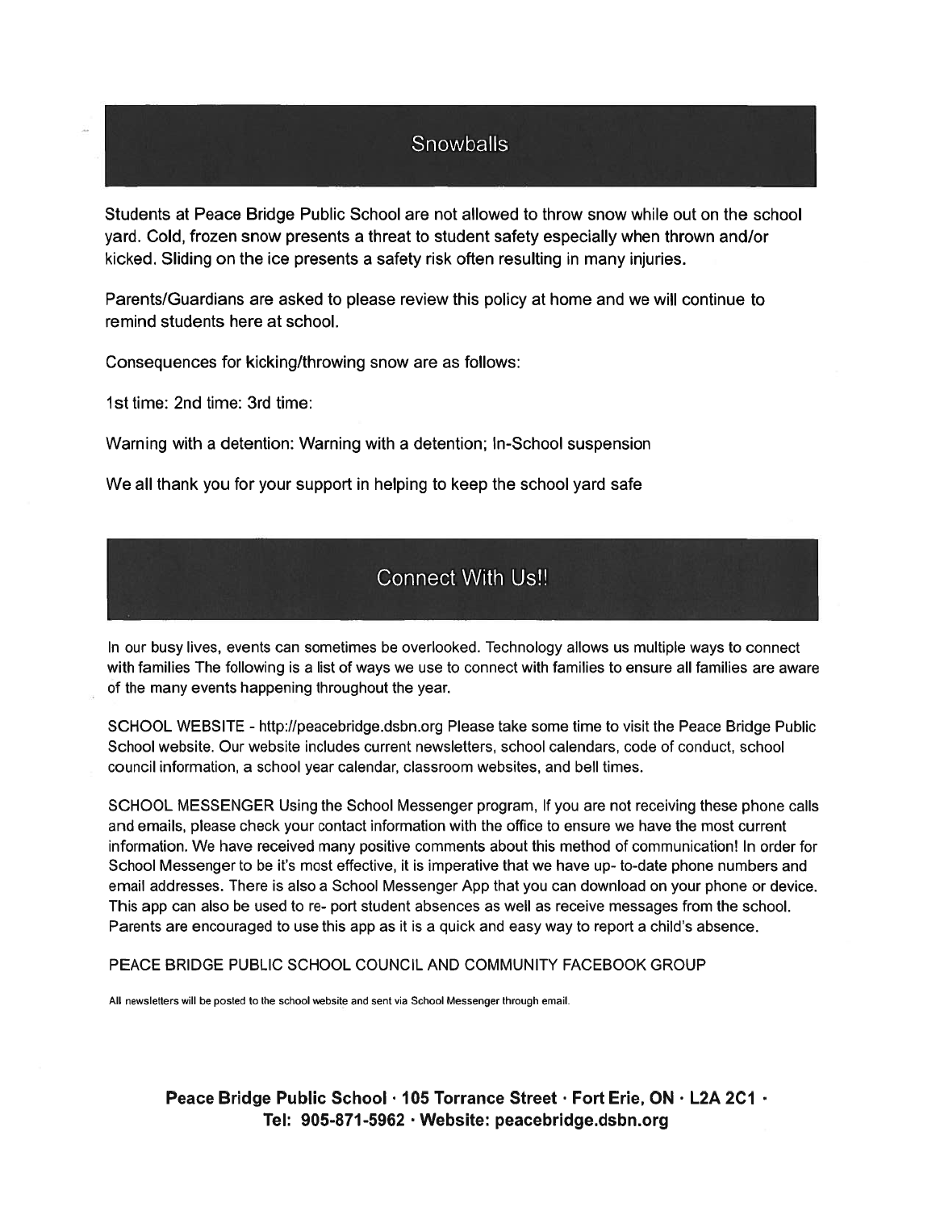## Snowballs

Students at Peace Bridge Public School are not allowed to throw snow while out on the school yard. Cold, frozen snow presents a threat to student safety especially when thrown and/or kicked. Sliding on the ice presents a safety risk often resulting in many injuries.

Parents/Guardians are asked to please review this policy at home and we will continue to remind students here at school.

Consequences for kicking/throwing snow are as follows:

1st time: 2nd time: 3rd time:

Warning with a detention: Warning with a detention; In-School suspension

We all thank you for your support in helping to keep the school yard safe

## Connect With Us!!

In our busy lives, events can sometimes be overlooked. Technology allows us multiple ways to connect with families The following is a list of ways we use to connect with families to ensure all families are aware of the many events happening throughout the year.

SCHOOL WEBSITE - http://peacebridge.dsbn.org Please take some time to visit the Peace Bridge Public School website. Our website includes current newsletters, school calendars, code of conduct, school council information, a school year calendar, classroom websites, and bell times.

SCHOOL MESSENGER Using the School Messenger program, If you are not receiving these phone calls and emails, please check your contact information with the office to ensure we have the most current information. We have received many positive comments about this method of communication! In order for School Messenger to be it's most effective, it is imperative that we have up- to-date phone numbers and email addresses. There is also a School Messenger App that you can download on your phone or device. This app can also be used to re- port student absences as well as receive messages from the school. Parents are encouraged to use this app as it is a quick and easy way to report a child's absence.

PEACE BRIDGE PUBLIC SCHOOL COUNCIL AND COMMUNITY FACEBOOK GROUP

All newsletters will be posted to the school website and sent via School Messenger through email.

**Peace Bridge Public School · 105 Torrance Street · Fort Erie, ON · L2A 2C1 · Tel: 905-871-5962 · Website: peacebridge.dsbn.org**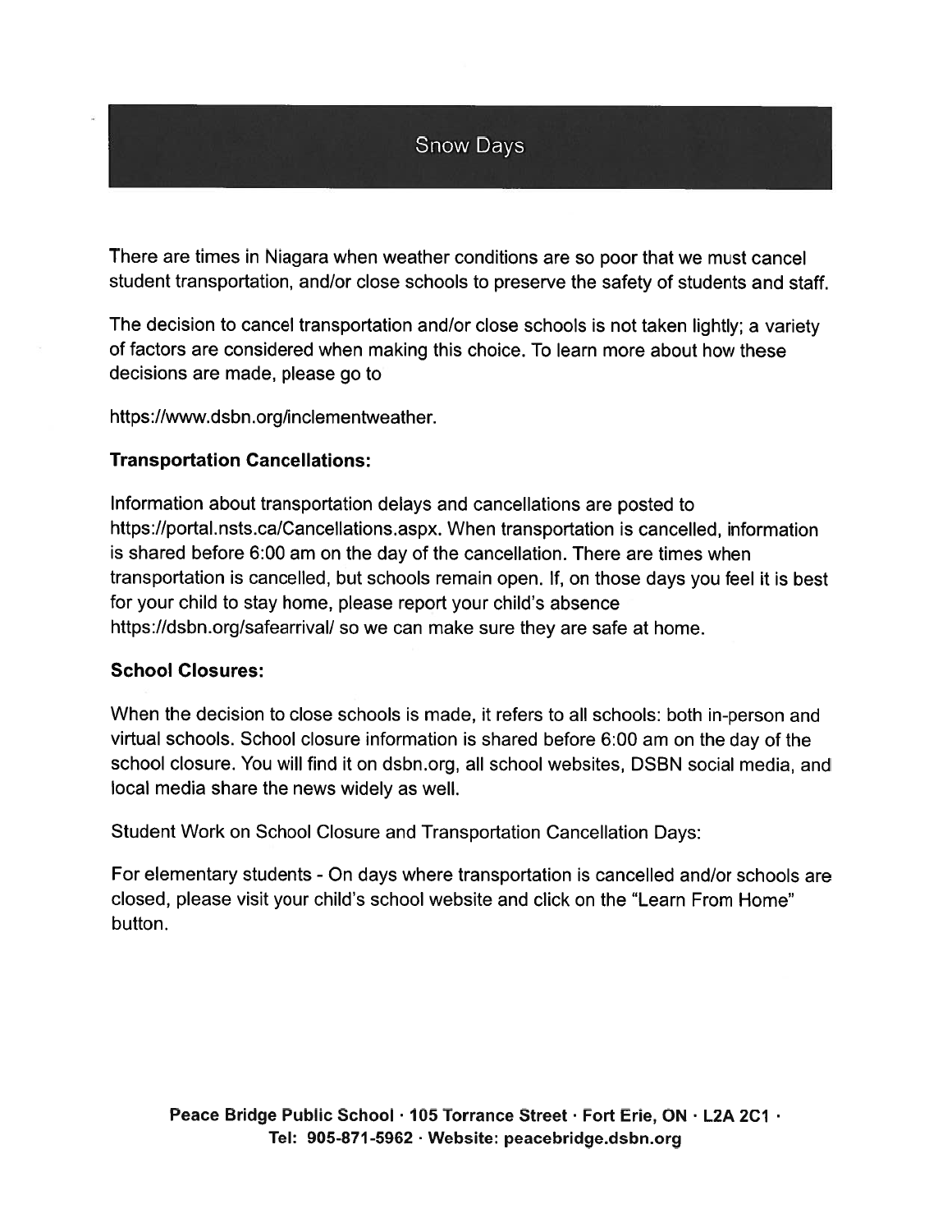# Snow Days

There are times in Niagara when weather conditions are so poor that we must cancel student transportation, and/or close schools to preserve the safety of students and staff.

The decision to cancel transportation and/or close schools is not taken lightly; a variety of factors are considered when making this choice. To learn more about how these decisions are made, please go to

https://www.dsbn.org/inclementweather.

**Transportation Cancellations:**

Information about transportation delays and cancellations are posted to https://portal.nsts.ca/Cancellations.aspx. When transportation is cancelled, information is shared before 6:00 am on the day of the cancellation. There are times when transportation is cancelled, but schools remain open. If, on those days you feel it is best for your child to stay home, please report your child's absence https://dsbn.org/safearrival/ so we can make sure they are safe at home.

**School Closures:**

When the decision to close schools is made, it refers to all schools: both in-person and virtual schools. School closure information is shared before 6:00 am on the day of the school closure. You will find it on dsbn.org, all school websites, DSBN social media, and local media share the news widely as well.

Student Work on School Closure and Transportation Cancellation Days:

For elementary students - On days where transportation is cancelled and/or schools are closed, please visit your child's school website and click on the "Learn From Home" button.

**Peace Bridge Public School · 105 Torrance Street · Fort Erie, ON · L2A 2C1 · Tel: 905-871-5962 · Website: peacebridge.dsbn.org**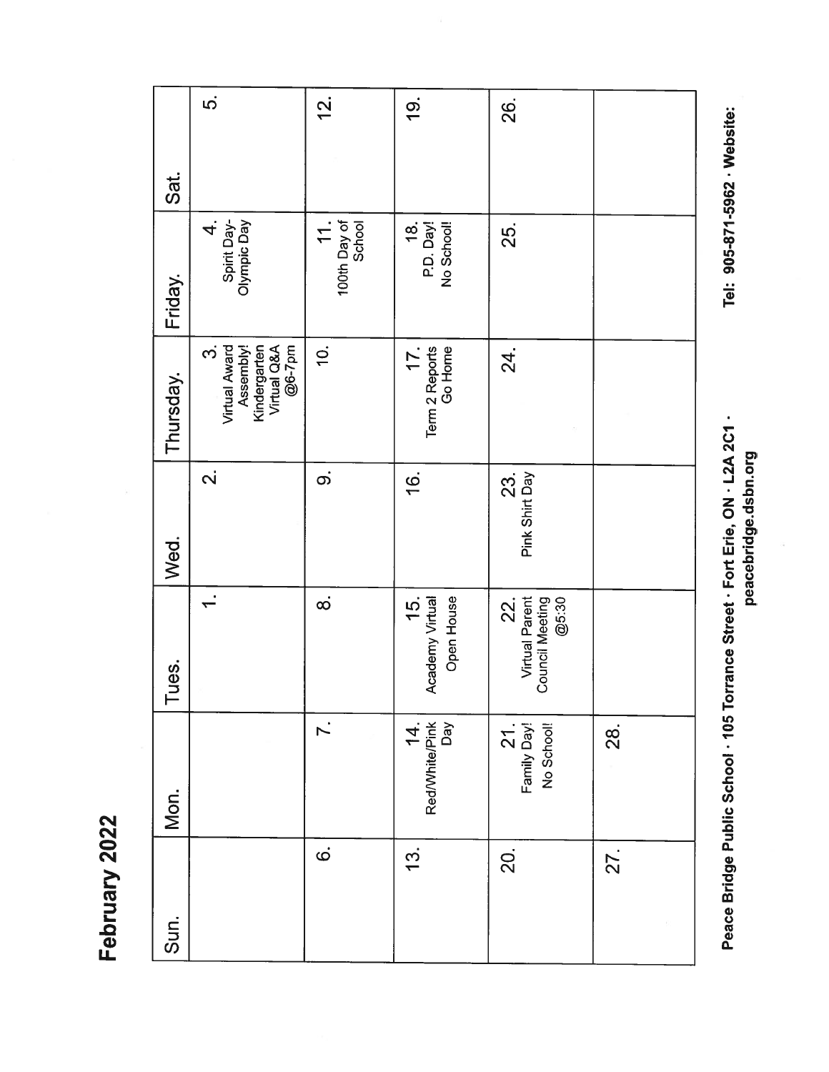# February 2022

| Sun. | Mon. | Tues. | Wed. | Thursday. | Friday. | Sat. |
|---|---|---|---|---|---|---|
| | | 1. | 2. | 3. Virtual Award Assembly! Kindergarten Virtual Q&A @6-7pm | 4. Spirit Day- Olympic Day | 5. |
| 6. | 7. | 8. | 9. | 10. | 11. 100th Day of School | 12. |
| 13. | 14. Red/White/Pink Day | 15. Academy Virtual Open House | 16. | 17. Term 2 Reports Go Home | 18. P.D. Day! No School! | 19. |
| 20. | 21. Family Day! No School! | 22. Virtual Parent Council Meeting @5:30 | 23. Pink Shirt Day | 24. | 25. | 26. |
| 27. | 28. | | | | | |

**Peace Bridge Public School · 105 Torrance Street · Fort Erie, ON · L2A 2C1 · Tel: 905-871-5962 · Website: peacebridge.dsbn.org**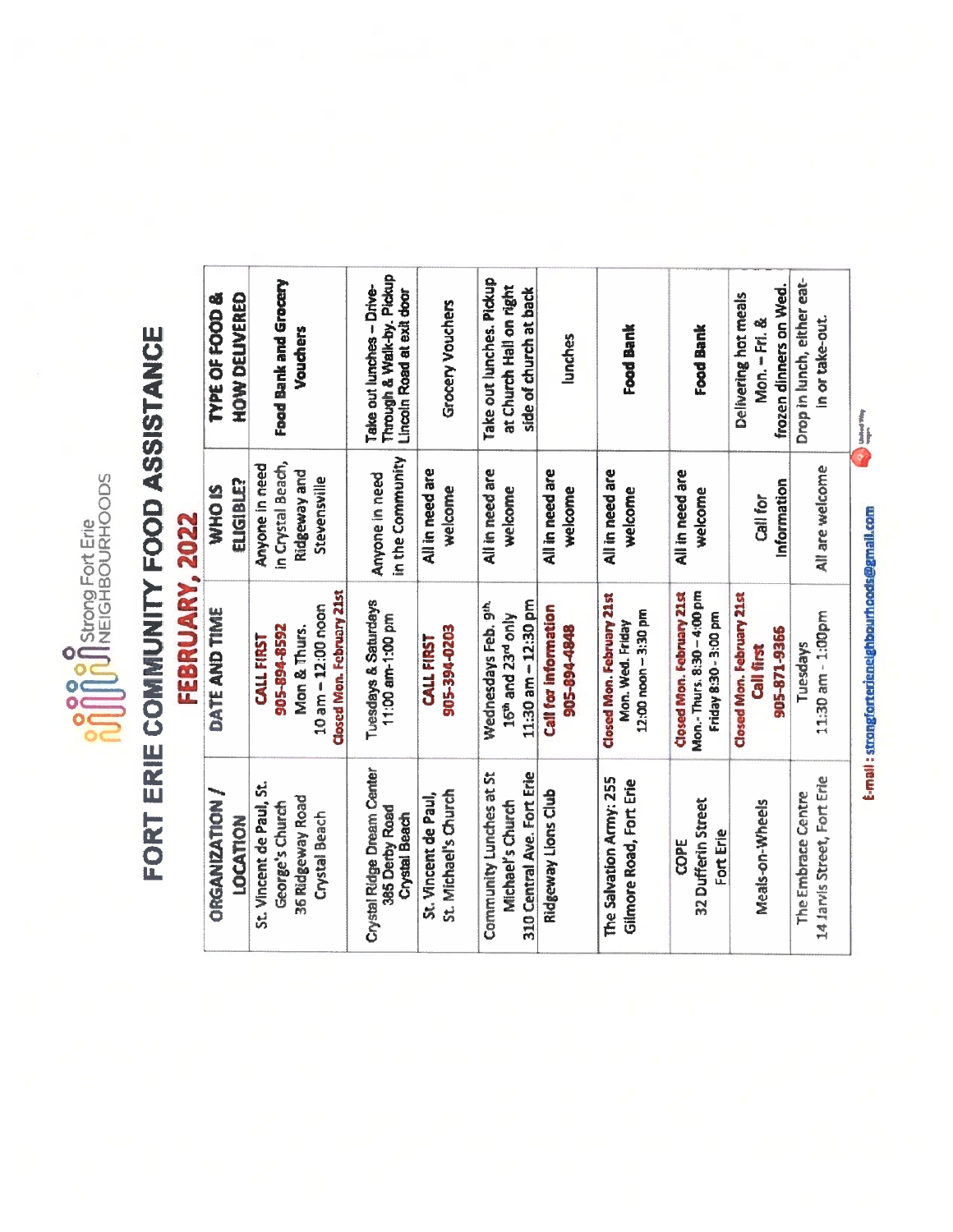Strong Fort Erie NEIGHBOURHOODS

# FORT ERIE COMMUNITY FOOD ASSISTANCE

## FEBRUARY, 2022

| ORGANIZATION / LOCATION | DATE AND TIME | WHO IS ELIGIBLE? | TYPE OF FOOD & HOW DELIVERED |
|---|---|---|---|
| St. Vincent de Paul, St. George's Church 36 Ridgeway Road Crystal Beach | **CALL FIRST** **905-894-8592** Mon & Thurs. 10 am – 12:00 noon **Closed Mon. February 21st** | Anyone in need in Crystal Beach, Ridgeway and Stevensville | **Food Bank and Grocery Vouchers** |
| Crystal Ridge Dream Center 385 Derby Road Crystal Beach | Tuesdays & Saturdays 11:00 am-1:00 pm | Anyone in need in the Community | Take out lunches – Drive-Through & Walk-by. Pickup Lincoln Road at exit door |
| St. Vincent de Paul, St. Michael's Church | **CALL FIRST** **905-394-0203** | All in need are welcome | Grocery Vouchers |
| Community Lunches at St Michael's Church 310 Central Ave. Fort Erie | Wednesdays Feb. 9th, 16th and 23rd only 11:30 am – 12:30 pm | All in need are welcome | Take out lunches. Pickup at Church Hall on right side of church at back |
| Ridgeway Lions Club | **Call for Information** **905-894-4848** | All in need are welcome | lunches |
| The Salvation Army: 255 Gilmore Road, Fort Erie | **Closed Mon. February 21st** Mon. Wed. Friday 12:00 noon – 3:30 pm | All in need are welcome | **Food Bank** |
| COPE 32 Dufferin Street Fort Erie | **Closed Mon. February 21st** Mon.- Thurs. 8:30 – 4:00 pm Friday 8:30 - 3:00 pm | All in need are welcome | **Food Bank** |
| Meals-on-Wheels | **Closed Mon. February 21st** **Call first** **905-871-9366** | Call for Information | Delivering hot meals Mon. – Fri. & frozen dinners on Wed. |
| The Embrace Centre 14 Jarvis Street, Fort Erie | Tuesdays 11:30 am - 1:00pm | All are welcome | Drop in lunch, either eat-in or take-out. |

E-mail : strongforterieneighbourhoods@gmail.com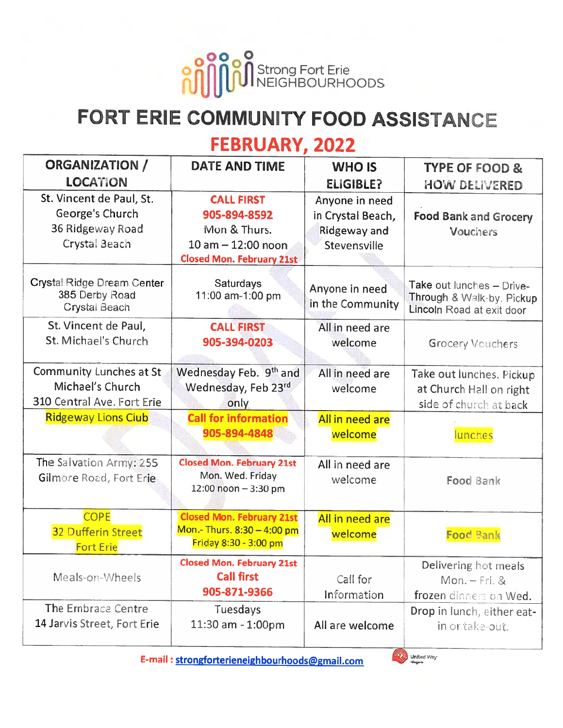Strong Fort Erie NEIGHBOURHOODS

# FORT ERIE COMMUNITY FOOD ASSISTANCE

## FEBRUARY, 2022

| ORGANIZATION / LOCATION | DATE AND TIME | WHO IS ELIGIBLE? | TYPE OF FOOD & HOW DELIVERED |
|---|---|---|---|
| St. Vincent de Paul, St. George's Church 36 Ridgeway Road Crystal Beach | **CALL FIRST** **905-894-8592** Mon & Thurs. 10 am – 12:00 noon **Closed Mon. February 21st** | Anyone in need in Crystal Beach, Ridgeway and Stevensville | **Food Bank and Grocery Vouchers** |
| Crystal Ridge Dream Center 385 Derby Road Crystal Beach | Saturdays 11:00 am-1:00 pm | Anyone in need in the Community | Take out lunches – Drive-Through & Walk-by. Pickup Lincoln Road at exit door |
| St. Vincent de Paul, St. Michael's Church | **CALL FIRST** **905-394-0203** | All in need are welcome | Grocery Vouchers |
| Community Lunches at St Michael's Church 310 Central Ave. Fort Erie | Wednesday Feb. 9th and Wednesday, Feb 23rd only | All in need are welcome | Take out lunches. Pickup at Church Hall on right side of church at back |
| Ridgeway Lions Club | **Call for information** **905-894-4848** | All in need are welcome | lunches |
| The Salvation Army: 255 Gilmore Road, Fort Erie | **Closed Mon. February 21st** Mon. Wed. Friday 12:00 noon – 3:30 pm | All in need are welcome | Food Bank |
| COPE 32 Dufferin Street Fort Erie | **Closed Mon. February 21st** Mon.- Thurs. 8:30 – 4:00 pm Friday 8:30 - 3:00 pm | All in need are welcome | Food Bank |
| Meals-on-Wheels | **Closed Mon. February 21st** **Call first** **905-871-9366** | Call for Information | Delivering hot meals Mon. – Fri. & frozen dinners on Wed. |
| The Embrace Centre 14 Jarvis Street, Fort Erie | Tuesdays 11:30 am - 1:00pm | All are welcome | Drop in lunch, either eat-in or take-out. |

**E-mail :** strongforterieneighbourhoods@gmail.com

United Way Niagara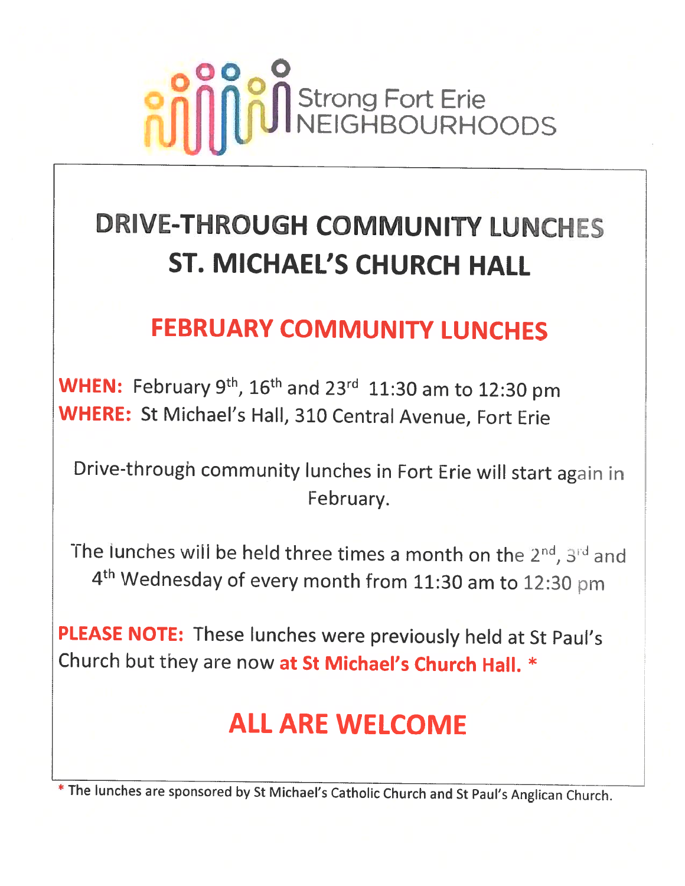Strong Fort Erie
NEIGHBOURHOODS

# DRIVE-THROUGH COMMUNITY LUNCHES
# ST. MICHAEL'S CHURCH HALL

## FEBRUARY COMMUNITY LUNCHES

**WHEN:** February 9th, 16th and 23rd 11:30 am to 12:30 pm
**WHERE:** St Michael's Hall, 310 Central Avenue, Fort Erie

Drive-through community lunches in Fort Erie will start again in February.

The lunches will be held three times a month on the 2nd, 3rd and 4th Wednesday of every month from 11:30 am to 12:30 pm

**PLEASE NOTE:** These lunches were previously held at St Paul's Church but they are now **at St Michael's Church Hall. ***

## ALL ARE WELCOME

* The lunches are sponsored by St Michael's Catholic Church and St Paul's Anglican Church.